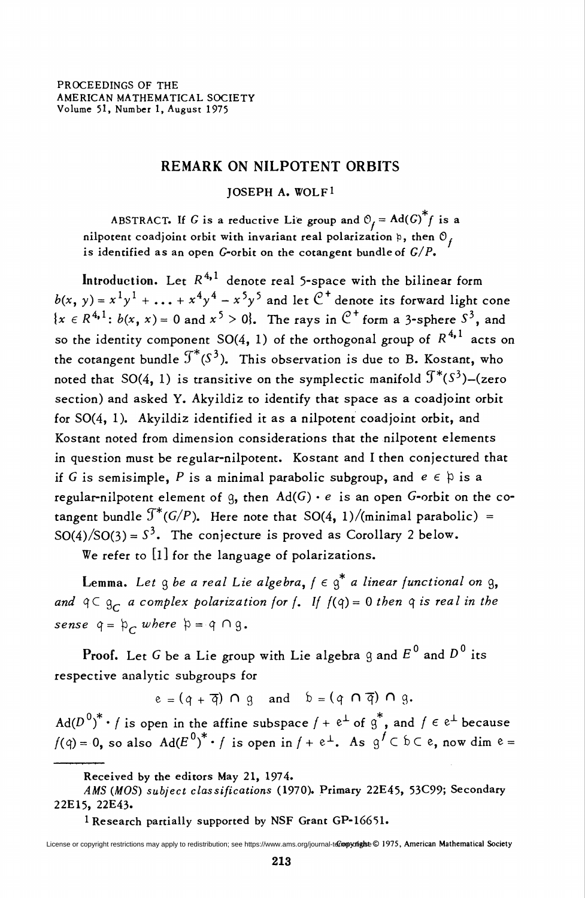PROCEEDINGS OF THE AMERICAN MATHEMATICAL SOCIETY
Volume 51, Number 1, August 1975

# REMARK ON NILPOTENT ORBITS

JOSEPH A. WOLF[1]

ABSTRACT. If $G$ is a reductive Lie group and $\mathcal{O}_f = \mathrm{Ad}(G)^* f$ is a nilpotent coadjoint orbit with invariant real polarization $\mathfrak{p}$, then $\mathcal{O}_f$ is identified as an open $G$-orbit on the cotangent bundle of $G/P$.

**Introduction.** Let $R^{4,1}$ denote real 5-space with the bilinear form $b(x, y) = x^1y^1 + \ldots + x^4y^4 - x^5y^5$ and let $\mathcal{C}^+$ denote its forward light cone $\{x \in R^{4,1}: b(x, x) = 0 \text{ and } x^5 > 0\}$. The rays in $\mathcal{C}^+$ form a 3-sphere $S^3$, and so the identity component $\mathrm{SO}(4, 1)$ of the orthogonal group of $R^{4,1}$ acts on the cotangent bundle $\mathcal{T}^*(S^3)$. This observation is due to B. Kostant, who noted that $\mathrm{SO}(4, 1)$ is transitive on the symplectic manifold $\mathcal{T}^*(S^3)$–(zero section) and asked Y. Akyildiz to identify that space as a coadjoint orbit for $\mathrm{SO}(4, 1)$. Akyildiz identified it as a nilpotent coadjoint orbit, and Kostant noted from dimension considerations that the nilpotent elements in question must be regular-nilpotent. Kostant and I then conjectured that if $G$ is semisimple, $P$ is a minimal parabolic subgroup, and $e \in \mathfrak{p}$ is a regular-nilpotent element of $\mathfrak{g}$, then $\mathrm{Ad}(G) \cdot e$ is an open $G$-orbit on the cotangent bundle $\mathcal{T}^*(G/P)$. Here note that $\mathrm{SO}(4, 1)/(\text{minimal parabolic}) = \mathrm{SO}(4)/\mathrm{SO}(3) = S^3$. The conjecture is proved as Corollary 2 below.

We refer to [1] for the language of polarizations.

**Lemma.** *Let $\mathfrak{g}$ be a real Lie algebra, $f \in \mathfrak{g}^*$ a linear functional on $\mathfrak{g}$, and $\mathfrak{q} \subset \mathfrak{g}_C$ a complex polarization for $f$. If $f(\mathfrak{q}) = 0$ then $\mathfrak{q}$ is real in the sense $\mathfrak{q} = \mathfrak{p}_C$ where $\mathfrak{p} = \mathfrak{q} \cap \mathfrak{g}$.*

**Proof.** Let $G$ be a Lie group with Lie algebra $\mathfrak{g}$ and $E^0$ and $D^0$ its respective analytic subgroups for

$$\mathfrak{e} = (\mathfrak{q} + \overline{\mathfrak{q}}) \cap \mathfrak{g} \quad \text{and} \quad \mathfrak{d} = (\mathfrak{q} \cap \overline{\mathfrak{q}}) \cap \mathfrak{g}.$$

$\mathrm{Ad}(D^0)^* \cdot f$ is open in the affine subspace $f + \mathfrak{e}^\perp$ of $\mathfrak{g}^*$, and $f \in \mathfrak{e}^\perp$ because $f(\mathfrak{q}) = 0$, so also $\mathrm{Ad}(E^0)^* \cdot f$ is open in $f + \mathfrak{e}^\perp$. As $\mathfrak{g}^f \subset \mathfrak{d} \subset \mathfrak{e}$, now $\dim \mathfrak{e} =$

---

Received by the editors May 21, 1974.

*AMS (MOS) subject classifications* (1970). Primary 22E45, 53C99; Secondary 22E15, 22E43.

[1] Research partially supported by NSF Grant GP-16651.

Copyright © 1975, American Mathematical Society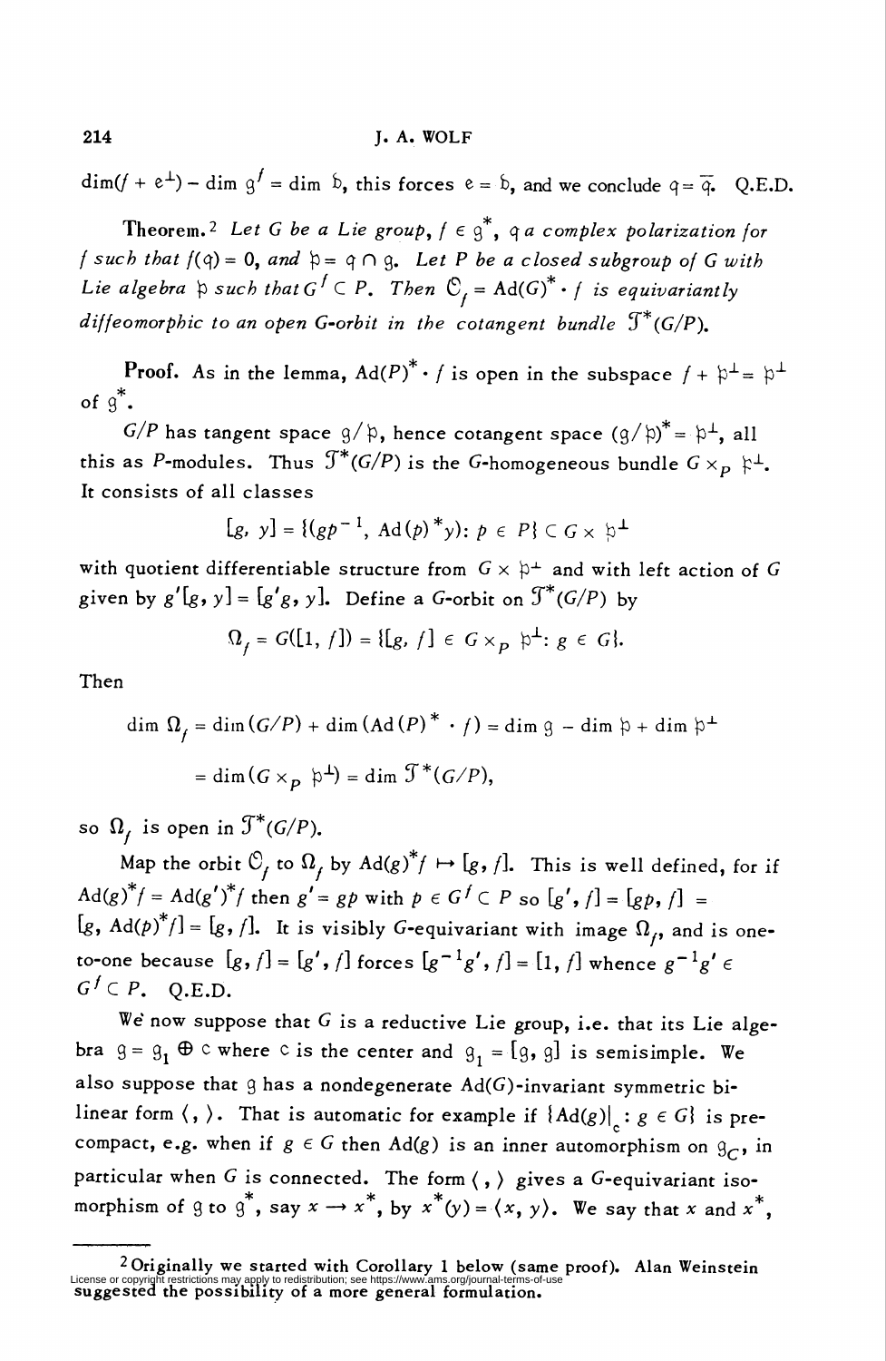$\dim(f + \mathfrak{e}^{\perp}) - \dim \mathfrak{g}^f = \dim \mathfrak{b}$, this forces $\mathfrak{e} = \mathfrak{b}$, and we conclude $\mathfrak{q} = \bar{\mathfrak{q}}$. Q.E.D.

**Theorem.**[2] *Let $G$ be a Lie group, $f \in \mathfrak{g}^*$, $\mathfrak{q}$ a complex polarization for $f$ such that $f(\mathfrak{q}) = 0$, and $\mathfrak{p} = \mathfrak{q} \cap \mathfrak{g}$. Let $P$ be a closed subgroup of $G$ with Lie algebra $\mathfrak{p}$ such that $G^f \subset P$. Then $\mathcal{O}_f = \mathrm{Ad}(G)^* \cdot f$ is equivariantly diffeomorphic to an open $G$-orbit in the cotangent bundle $\mathcal{T}^*(G/P)$.*

**Proof.** As in the lemma, $\mathrm{Ad}(P)^* \cdot f$ is open in the subspace $f + \mathfrak{p}^{\perp} = \mathfrak{p}^{\perp}$ of $\mathfrak{g}^*$.

$G/P$ has tangent space $\mathfrak{g}/\mathfrak{p}$, hence cotangent space $(\mathfrak{g}/\mathfrak{p})^* = \mathfrak{p}^{\perp}$, all this as $P$-modules. Thus $\mathcal{T}^*(G/P)$ is the $G$-homogeneous bundle $G \times_P \mathfrak{p}^{\perp}$. It consists of all classes

$$[g, y] = \{(gp^{-1}, \mathrm{Ad}(p)^* y) : p \in P\} \subset G \times \mathfrak{p}^{\perp}$$

with quotient differentiable structure from $G \times \mathfrak{p}^{\perp}$ and with left action of $G$ given by $g'[g, y] = [g'g, y]$. Define a $G$-orbit on $\mathcal{T}^*(G/P)$ by

$$\Omega_f = G([1, f]) = \{[g, f] \in G \times_P \mathfrak{p}^{\perp} : g \in G\}.$$

Then

$$\dim \Omega_f = \dim(G/P) + \dim(\mathrm{Ad}(P)^* \cdot f) = \dim \mathfrak{g} - \dim \mathfrak{p} + \dim \mathfrak{p}^{\perp}$$
$$= \dim(G \times_P \mathfrak{p}^{\perp}) = \dim \mathcal{T}^*(G/P),$$

so $\Omega_f$ is open in $\mathcal{T}^*(G/P)$.

Map the orbit $\mathcal{O}_f$ to $\Omega_f$ by $\mathrm{Ad}(g)^* f \mapsto [g, f]$. This is well defined, for if $\mathrm{Ad}(g)^* f = \mathrm{Ad}(g')^* f$ then $g' = gp$ with $p \in G^f \subset P$ so $[g', f] = [gp, f] = [g, \mathrm{Ad}(p)^* f] = [g, f]$. It is visibly $G$-equivariant with image $\Omega_f$, and is one-to-one because $[g, f] = [g', f]$ forces $[g^{-1}g', f] = [1, f]$ whence $g^{-1}g' \in G^f \subset P$. Q.E.D.

We now suppose that $G$ is a reductive Lie group, i.e. that its Lie algebra $\mathfrak{g} = \mathfrak{g}_1 \oplus \mathfrak{c}$ where $\mathfrak{c}$ is the center and $\mathfrak{g}_1 = [\mathfrak{g}, \mathfrak{g}]$ is semisimple. We also suppose that $\mathfrak{g}$ has a nondegenerate $\mathrm{Ad}(G)$-invariant symmetric bilinear form $\langle , \rangle$. That is automatic for example if $\{\mathrm{Ad}(g)|_{\mathfrak{c}} : g \in G\}$ is precompact, e.g. when if $g \in G$ then $\mathrm{Ad}(g)$ is an inner automorphism on $\mathfrak{g}_C$, in particular when $G$ is connected. The form $\langle , \rangle$ gives a $G$-equivariant isomorphism of $\mathfrak{g}$ to $\mathfrak{g}^*$, say $x \to x^*$, by $x^*(y) = \langle x, y \rangle$. We say that $x$ and $x^*$,

---

[2] Originally we started with Corollary 1 below (same proof). Alan Weinstein suggested the possibility of a more general formulation.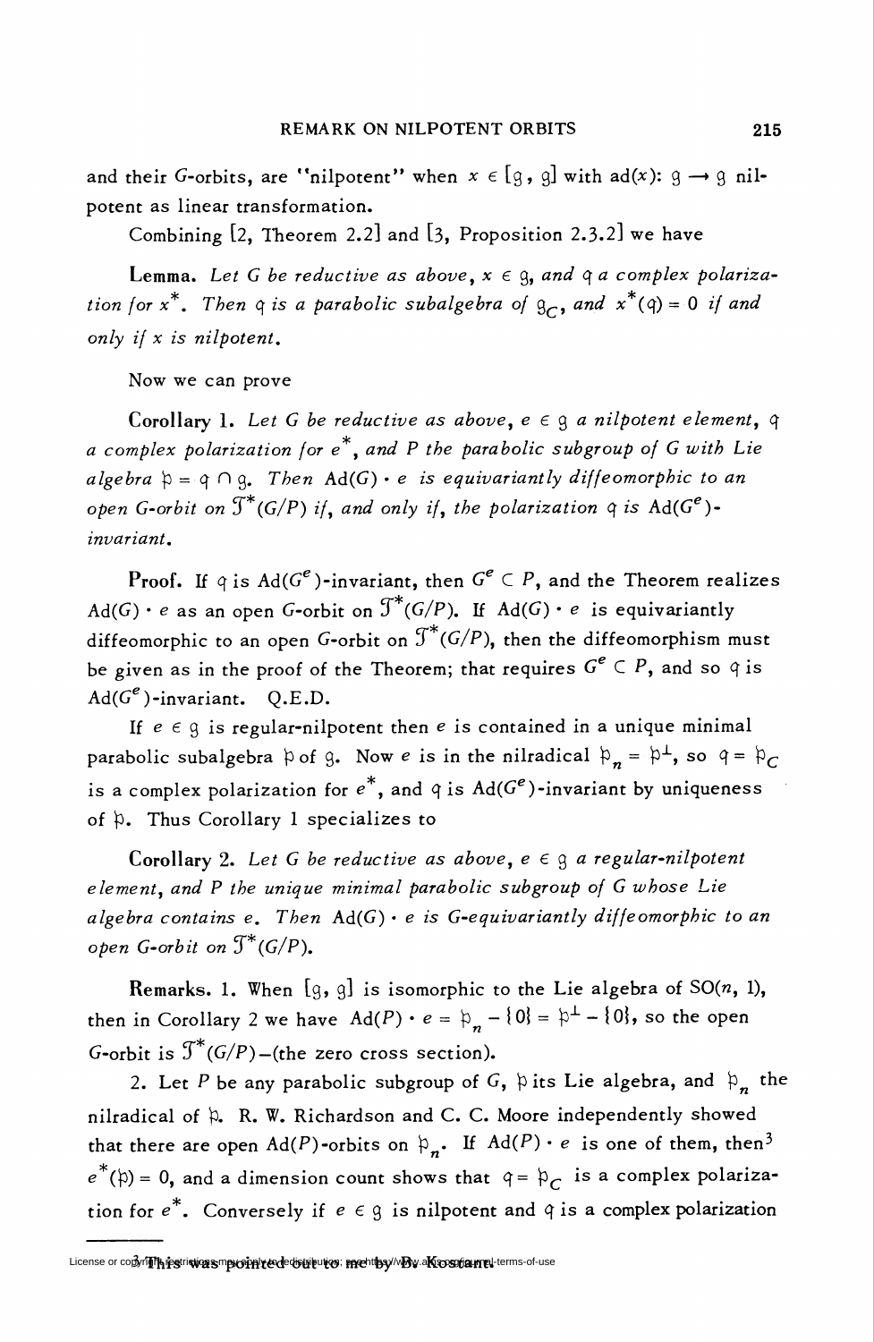and their $G$-orbits, are "nilpotent" when $x \in [\mathfrak{g}, \mathfrak{g}]$ with $\mathrm{ad}(x)\colon \mathfrak{g} \to \mathfrak{g}$ nilpotent as linear transformation.

Combining [2, Theorem 2.2] and [3, Proposition 2.3.2] we have

**Lemma.** *Let $G$ be reductive as above, $x \in \mathfrak{g}$, and $\mathfrak{q}$ a complex polarization for $x^*$. Then $\mathfrak{q}$ is a parabolic subalgebra of $\mathfrak{g}_C$, and $x^*(\mathfrak{q}) = 0$ if and only if $x$ is nilpotent.*

Now we can prove

**Corollary 1.** *Let $G$ be reductive as above, $e \in \mathfrak{g}$ a nilpotent element, $\mathfrak{q}$ a complex polarization for $e^*$, and $P$ the parabolic subgroup of $G$ with Lie algebra $\mathfrak{p} = \mathfrak{q} \cap \mathfrak{g}$. Then $\mathrm{Ad}(G) \cdot e$ is equivariantly diffeomorphic to an open $G$-orbit on $\mathcal{T}^*(G/P)$ if, and only if, the polarization $\mathfrak{q}$ is $\mathrm{Ad}(G^e)$-invariant.*

**Proof.** If $\mathfrak{q}$ is $\mathrm{Ad}(G^e)$-invariant, then $G^e \subset P$, and the Theorem realizes $\mathrm{Ad}(G) \cdot e$ as an open $G$-orbit on $\mathcal{T}^*(G/P)$. If $\mathrm{Ad}(G) \cdot e$ is equivariantly diffeomorphic to an open $G$-orbit on $\mathcal{T}^*(G/P)$, then the diffeomorphism must be given as in the proof of the Theorem; that requires $G^e \subset P$, and so $\mathfrak{q}$ is $\mathrm{Ad}(G^e)$-invariant. Q.E.D.

If $e \in \mathfrak{g}$ is regular-nilpotent then $e$ is contained in a unique minimal parabolic subalgebra $\mathfrak{p}$ of $\mathfrak{g}$. Now $e$ is in the nilradical $\mathfrak{p}_n = \mathfrak{p}^\perp$, so $\mathfrak{q} = \mathfrak{p}_C$ is a complex polarization for $e^*$, and $\mathfrak{q}$ is $\mathrm{Ad}(G^e)$-invariant by uniqueness of $\mathfrak{p}$. Thus Corollary 1 specializes to

**Corollary 2.** *Let $G$ be reductive as above, $e \in \mathfrak{g}$ a regular-nilpotent element, and $P$ the unique minimal parabolic subgroup of $G$ whose Lie algebra contains $e$. Then $\mathrm{Ad}(G) \cdot e$ is $G$-equivariantly diffeomorphic to an open $G$-orbit on $\mathcal{T}^*(G/P)$.*

**Remarks.** 1. When $[\mathfrak{g}, \mathfrak{g}]$ is isomorphic to the Lie algebra of $SO(n, 1)$, then in Corollary 2 we have $\mathrm{Ad}(P) \cdot e = \mathfrak{p}_n - \{0\} = \mathfrak{p}^\perp - \{0\}$, so the open $G$-orbit is $\mathcal{T}^*(G/P)$–(the zero cross section).

2. Let $P$ be any parabolic subgroup of $G$, $\mathfrak{p}$ its Lie algebra, and $\mathfrak{p}_n$ the nilradical of $\mathfrak{p}$. R. W. Richardson and C. C. Moore independently showed that there are open $\mathrm{Ad}(P)$-orbits on $\mathfrak{p}_n$. If $\mathrm{Ad}(P) \cdot e$ is one of them, then[3] $e^*(\mathfrak{p}) = 0$, and a dimension count shows that $\mathfrak{q} = \mathfrak{p}_C$ is a complex polarization for $e^*$. Conversely if $e \in \mathfrak{g}$ is nilpotent and $\mathfrak{q}$ is a complex polarization

---

[3] This was pointed out to me by B. Kostant.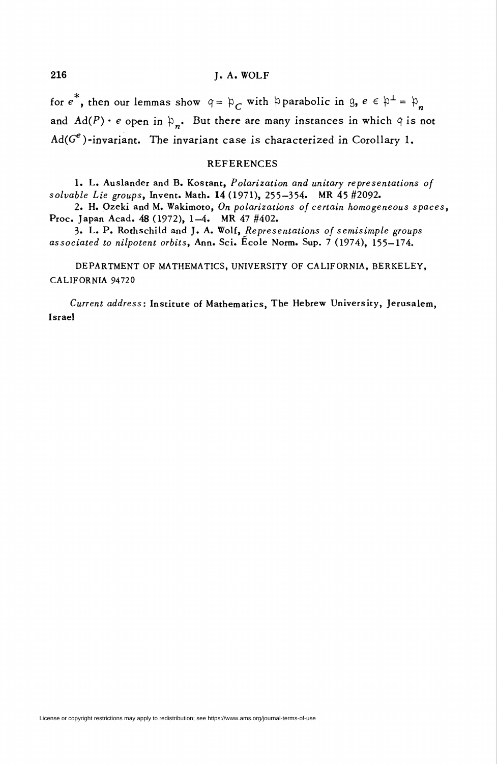for $e^*$, then our lemmas show $\mathfrak{q} = \mathfrak{p}_C$ with $\mathfrak{p}$ parabolic in $\mathfrak{g}$, $e \in \mathfrak{p}^\perp = \mathfrak{p}_n$ and $\mathrm{Ad}(P) \cdot e$ open in $\mathfrak{p}_n$. But there are many instances in which $\mathfrak{q}$ is not $\mathrm{Ad}(G^e)$-invariant. The invariant case is characterized in Corollary 1.

## REFERENCES

1. L. Auslander and B. Kostant, *Polarization and unitary representations of solvable Lie groups*, Invent. Math. **14** (1971), 255–354. MR 45 #2092.
2. H. Ozeki and M. Wakimoto, *On polarizations of certain homogeneous spaces*, Proc. Japan Acad. **48** (1972), 1–4. MR 47 #402.
3. L. P. Rothschild and J. A. Wolf, *Representations of semisimple groups associated to nilpotent orbits*, Ann. Sci. École Norm. Sup. 7 (1974), 155–174.

DEPARTMENT OF MATHEMATICS, UNIVERSITY OF CALIFORNIA, BERKELEY, CALIFORNIA 94720

*Current address*: Institute of Mathematics, The Hebrew University, Jerusalem, Israel